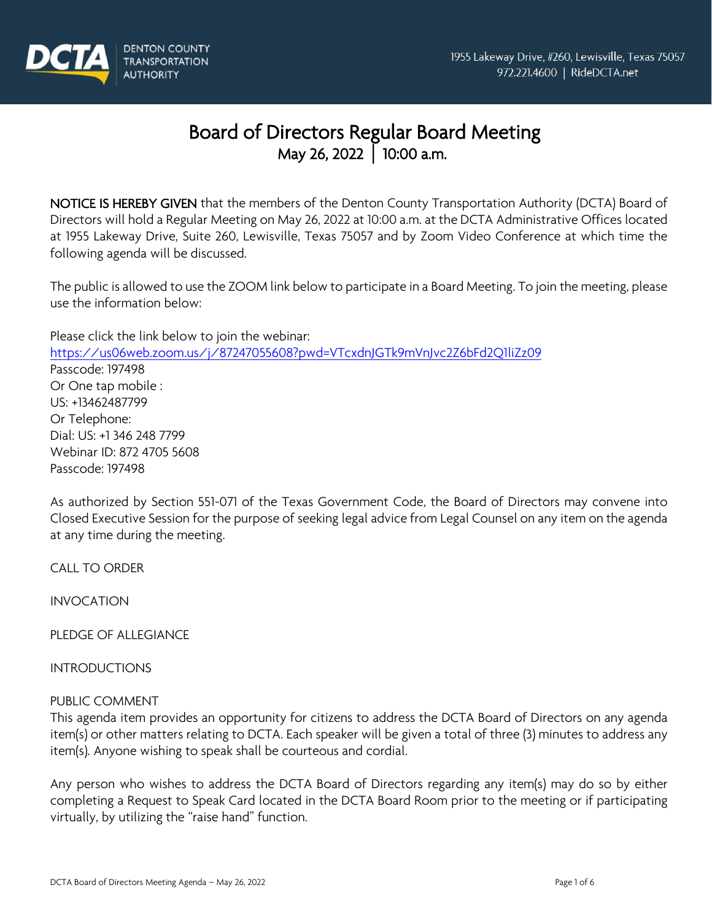DCTA DENTON COUNTY TRANSPORTATION AUTHORITY

1955 Lakeway Drive, #260, Lewisville, Texas 75057
972.221.4600 | RideDCTA.net

# Board of Directors Regular Board Meeting

## May 26, 2022 | 10:00 a.m.

**NOTICE IS HEREBY GIVEN** that the members of the Denton County Transportation Authority (DCTA) Board of Directors will hold a Regular Meeting on May 26, 2022 at 10:00 a.m. at the DCTA Administrative Offices located at 1955 Lakeway Drive, Suite 260, Lewisville, Texas 75057 and by Zoom Video Conference at which time the following agenda will be discussed.

The public is allowed to use the ZOOM link below to participate in a Board Meeting. To join the meeting, please use the information below:

Please click the link below to join the webinar:
https://us06web.zoom.us/j/87247055608?pwd=VTcxdnJGTk9mVnJvc2Z6bFd2Q1liZz09
Passcode: 197498
Or One tap mobile :
US: +13462487799
Or Telephone:
Dial: US: +1 346 248 7799
Webinar ID: 872 4705 5608
Passcode: 197498

As authorized by Section 551-071 of the Texas Government Code, the Board of Directors may convene into Closed Executive Session for the purpose of seeking legal advice from Legal Counsel on any item on the agenda at any time during the meeting.

CALL TO ORDER

INVOCATION

PLEDGE OF ALLEGIANCE

INTRODUCTIONS

PUBLIC COMMENT
This agenda item provides an opportunity for citizens to address the DCTA Board of Directors on any agenda item(s) or other matters relating to DCTA. Each speaker will be given a total of three (3) minutes to address any item(s). Anyone wishing to speak shall be courteous and cordial.

Any person who wishes to address the DCTA Board of Directors regarding any item(s) may do so by either completing a Request to Speak Card located in the DCTA Board Room prior to the meeting or if participating virtually, by utilizing the "raise hand" function.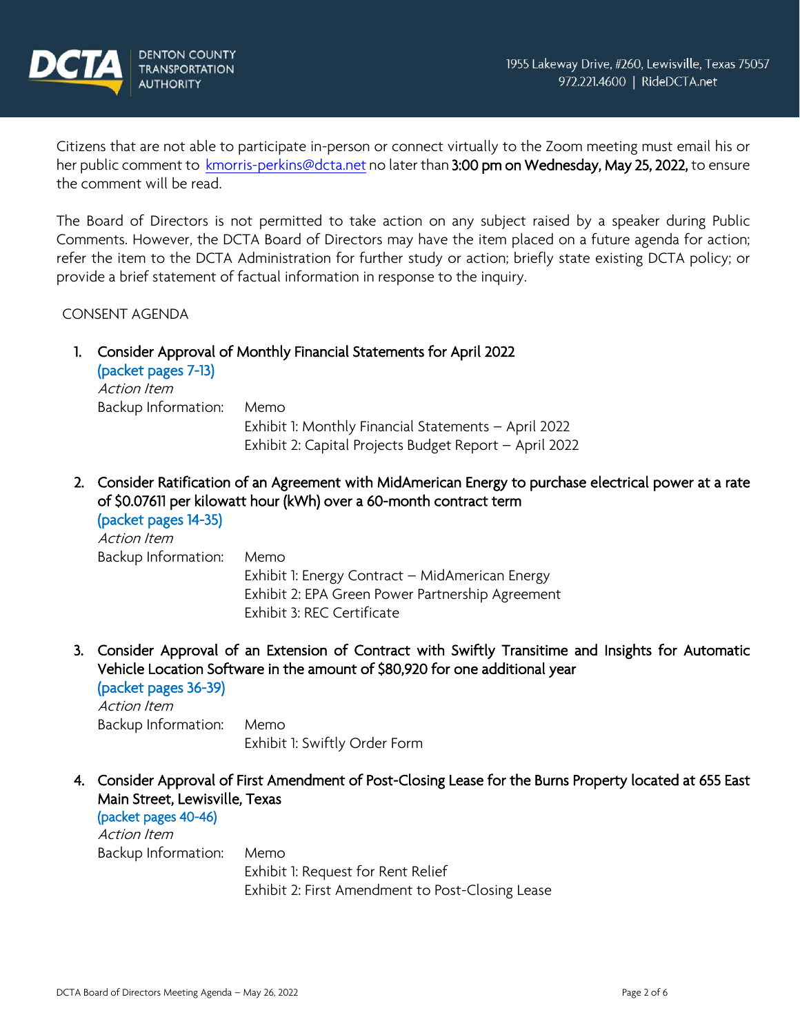Citizens that are not able to participate in-person or connect virtually to the Zoom meeting must email his or her public comment to kmorris-perkins@dcta.net no later than **3:00 pm on Wednesday, May 25, 2022,** to ensure the comment will be read.

The Board of Directors is not permitted to take action on any subject raised by a speaker during Public Comments. However, the DCTA Board of Directors may have the item placed on a future agenda for action; refer the item to the DCTA Administration for further study or action; briefly state existing DCTA policy; or provide a brief statement of factual information in response to the inquiry.

CONSENT AGENDA

1. **Consider Approval of Monthly Financial Statements for April 2022**
   (packet pages 7-13)
   *Action Item*
   Backup Information: Memo
   Exhibit 1: Monthly Financial Statements – April 2022
   Exhibit 2: Capital Projects Budget Report – April 2022

2. **Consider Ratification of an Agreement with MidAmerican Energy to purchase electrical power at a rate of $0.07611 per kilowatt hour (kWh) over a 60-month contract term**
   (packet pages 14-35)
   *Action Item*
   Backup Information: Memo
   Exhibit 1: Energy Contract – MidAmerican Energy
   Exhibit 2: EPA Green Power Partnership Agreement
   Exhibit 3: REC Certificate

3. **Consider Approval of an Extension of Contract with Swiftly Transitime and Insights for Automatic Vehicle Location Software in the amount of $80,920 for one additional year**
   (packet pages 36-39)
   *Action Item*
   Backup Information: Memo
   Exhibit 1: Swiftly Order Form

4. **Consider Approval of First Amendment of Post-Closing Lease for the Burns Property located at 655 East Main Street, Lewisville, Texas**
   (packet pages 40-46)
   *Action Item*
   Backup Information: Memo
   Exhibit 1: Request for Rent Relief
   Exhibit 2: First Amendment to Post-Closing Lease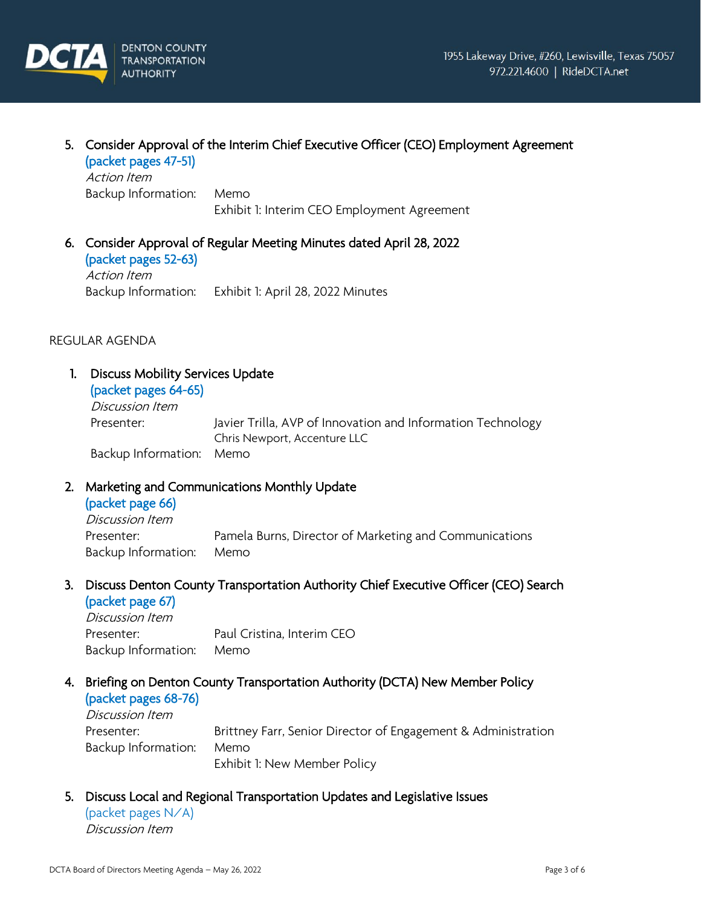5. **Consider Approval of the Interim Chief Executive Officer (CEO) Employment Agreement**
   (packet pages 47-51)
   *Action Item*
   Backup Information: Memo
   Exhibit 1: Interim CEO Employment Agreement

6. **Consider Approval of Regular Meeting Minutes dated April 28, 2022**
   (packet pages 52-63)
   *Action Item*
   Backup Information: Exhibit 1: April 28, 2022 Minutes

## REGULAR AGENDA

1. **Discuss Mobility Services Update**
   (packet pages 64-65)
   *Discussion Item*
   Presenter: Javier Trilla, AVP of Innovation and Information Technology
   Chris Newport, Accenture LLC
   Backup Information: Memo

2. **Marketing and Communications Monthly Update**
   (packet page 66)
   *Discussion Item*
   Presenter: Pamela Burns, Director of Marketing and Communications
   Backup Information: Memo

3. **Discuss Denton County Transportation Authority Chief Executive Officer (CEO) Search**
   (packet page 67)
   *Discussion Item*
   Presenter: Paul Cristina, Interim CEO
   Backup Information: Memo

4. **Briefing on Denton County Transportation Authority (DCTA) New Member Policy**
   (packet pages 68-76)
   *Discussion Item*
   Presenter: Brittney Farr, Senior Director of Engagement & Administration
   Backup Information: Memo
   Exhibit 1: New Member Policy

5. **Discuss Local and Regional Transportation Updates and Legislative Issues**
   (packet pages N/A)
   *Discussion Item*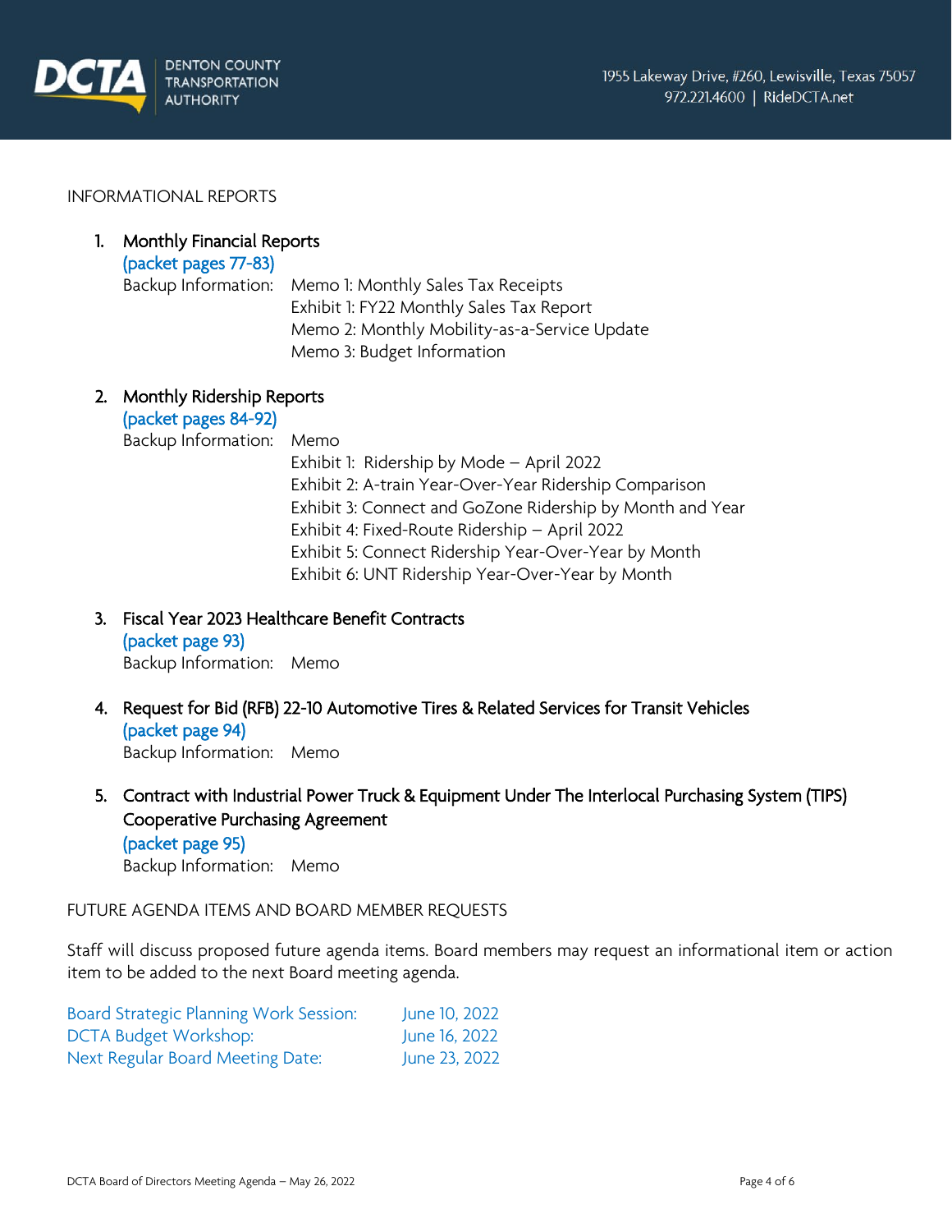INFORMATIONAL REPORTS

1. **Monthly Financial Reports**
   (packet pages 77-83)
   Backup Information: Memo 1: Monthly Sales Tax Receipts
   Exhibit 1: FY22 Monthly Sales Tax Report
   Memo 2: Monthly Mobility-as-a-Service Update
   Memo 3: Budget Information

2. **Monthly Ridership Reports**
   (packet pages 84-92)
   Backup Information: Memo
   Exhibit 1: Ridership by Mode – April 2022
   Exhibit 2: A-train Year-Over-Year Ridership Comparison
   Exhibit 3: Connect and GoZone Ridership by Month and Year
   Exhibit 4: Fixed-Route Ridership – April 2022
   Exhibit 5: Connect Ridership Year-Over-Year by Month
   Exhibit 6: UNT Ridership Year-Over-Year by Month

3. **Fiscal Year 2023 Healthcare Benefit Contracts**
   (packet page 93)
   Backup Information: Memo

4. **Request for Bid (RFB) 22-10 Automotive Tires & Related Services for Transit Vehicles**
   (packet page 94)
   Backup Information: Memo

5. **Contract with Industrial Power Truck & Equipment Under The Interlocal Purchasing System (TIPS) Cooperative Purchasing Agreement**
   (packet page 95)
   Backup Information: Memo

FUTURE AGENDA ITEMS AND BOARD MEMBER REQUESTS

Staff will discuss proposed future agenda items. Board members may request an informational item or action item to be added to the next Board meeting agenda.

Board Strategic Planning Work Session: June 10, 2022
DCTA Budget Workshop: June 16, 2022
Next Regular Board Meeting Date: June 23, 2022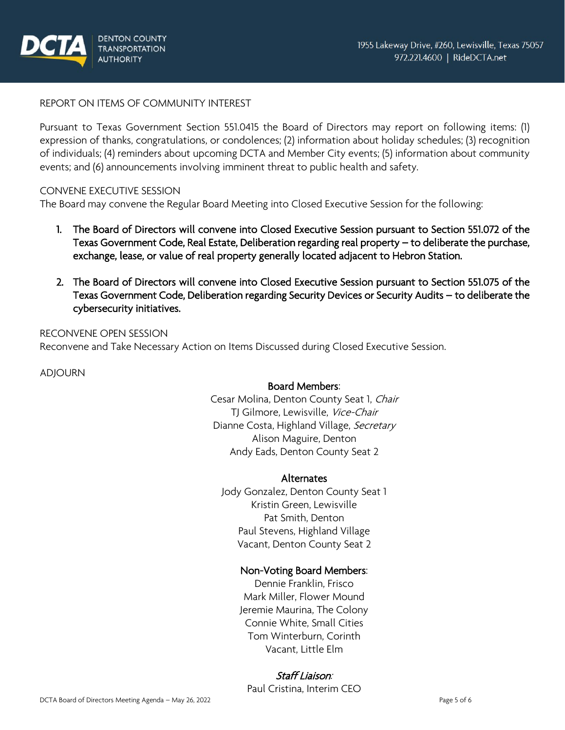REPORT ON ITEMS OF COMMUNITY INTEREST

Pursuant to Texas Government Section 551.0415 the Board of Directors may report on following items: (1) expression of thanks, congratulations, or condolences; (2) information about holiday schedules; (3) recognition of individuals; (4) reminders about upcoming DCTA and Member City events; (5) information about community events; and (6) announcements involving imminent threat to public health and safety.

CONVENE EXECUTIVE SESSION
The Board may convene the Regular Board Meeting into Closed Executive Session for the following:

1. **The Board of Directors will convene into Closed Executive Session pursuant to Section 551.072 of the Texas Government Code, Real Estate, Deliberation regarding real property – to deliberate the purchase, exchange, lease, or value of real property generally located adjacent to Hebron Station.**

2. **The Board of Directors will convene into Closed Executive Session pursuant to Section 551.075 of the Texas Government Code, Deliberation regarding Security Devices or Security Audits – to deliberate the cybersecurity initiatives.**

RECONVENE OPEN SESSION
Reconvene and Take Necessary Action on Items Discussed during Closed Executive Session.

ADJOURN

**Board Members**:
Cesar Molina, Denton County Seat 1, *Chair*
TJ Gilmore, Lewisville, *Vice-Chair*
Dianne Costa, Highland Village, *Secretary*
Alison Maguire, Denton
Andy Eads, Denton County Seat 2

**Alternates**
Jody Gonzalez, Denton County Seat 1
Kristin Green, Lewisville
Pat Smith, Denton
Paul Stevens, Highland Village
Vacant, Denton County Seat 2

**Non-Voting Board Members**:
Dennie Franklin, Frisco
Mark Miller, Flower Mound
Jeremie Maurina, The Colony
Connie White, Small Cities
Tom Winterburn, Corinth
Vacant, Little Elm

***Staff Liaison***:
Paul Cristina, Interim CEO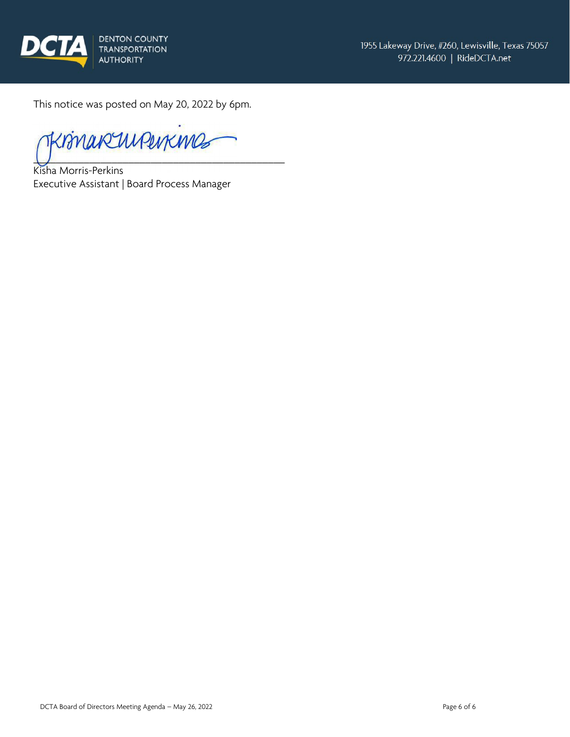This notice was posted on May 20, 2022 by 6pm.

\_\_\_\_\_\_\_\_\_\_\_\_\_\_\_\_\_\_\_\_\_\_\_\_\_\_\_\_\_\_\_\_\_\_\_\_\_\_\_\_

Kisha Morris-Perkins  
Executive Assistant | Board Process Manager